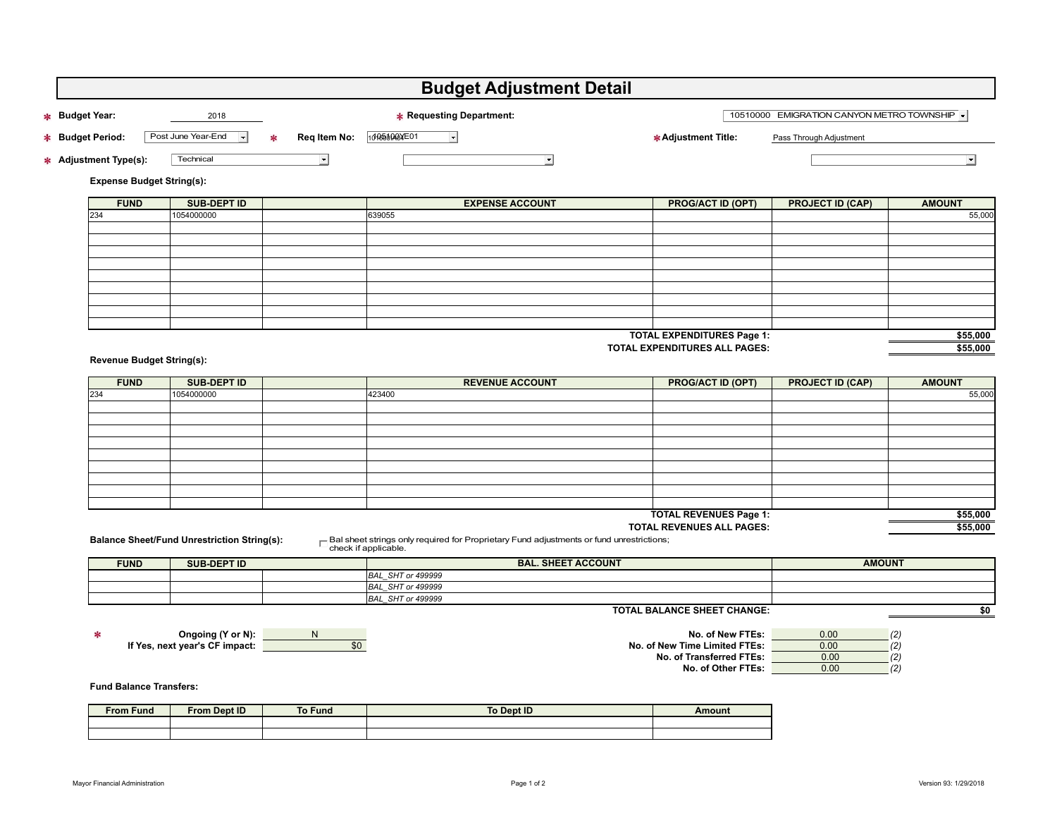# Budget Adjustment Detail

\* **Budget Year:** 2018

\* **Requesting Department:** 10510000 EMIGRATION CANYON METRO TOWNSHIP

\* **Budget Period:** Post June Year-End

\* **Req Item No:** 105100YE01

\* **Adjustment Title:** Pass Through Adjustment

\* **Adjustment Type(s):** Technical

**Expense Budget String(s):**

| FUND | SUB-DEPT ID | | EXPENSE ACCOUNT | PROG/ACT ID (OPT) | PROJECT ID (CAP) | AMOUNT |
|---|---|---|---|---|---|---|
| 234 | 1054000000 | | 639055 | | | 55,000 |
| | | | | | | |
| | | | | | | |
| | | | | | | |
| | | | | | | |
| | | | | | | |
| | | | | | | |
| | | | | | | |
| | | | | | | |
| | | | | | | |

**TOTAL EXPENDITURES Page 1:** $55,000

**TOTAL EXPENDITURES ALL PAGES:** $55,000

**Revenue Budget String(s):**

| FUND | SUB-DEPT ID | | REVENUE ACCOUNT | PROG/ACT ID (OPT) | PROJECT ID (CAP) | AMOUNT |
|---|---|---|---|---|---|---|
| 234 | 1054000000 | | 423400 | | | 55,000 |
| | | | | | | |
| | | | | | | |
| | | | | | | |
| | | | | | | |
| | | | | | | |
| | | | | | | |
| | | | | | | |
| | | | | | | |
| | | | | | | |

**TOTAL REVENUES Page 1:** $55,000

**TOTAL REVENUES ALL PAGES:** $55,000

**Balance Sheet/Fund Unrestriction String(s):**

☐ Bal sheet strings only required for Proprietary Fund adjustments or fund unrestrictions; check if applicable.

| FUND | SUB-DEPT ID | | BAL. SHEET ACCOUNT | AMOUNT |
|---|---|---|---|---|
| | | | *BAL_SHT or 499999* | |
| | | | *BAL_SHT or 499999* | |
| | | | *BAL_SHT or 499999* | |

**TOTAL BALANCE SHEET CHANGE:** $0

\* **Ongoing (Y or N):** N

**If Yes, next year's CF impact:** $0

**No. of New FTEs:** 0.00 *(2)*

**No. of New Time Limited FTEs:** 0.00 *(2)*

**No. of Transferred FTEs:** 0.00 *(2)*

**No. of Other FTEs:** 0.00 *(2)*

**Fund Balance Transfers:**

| From Fund | From Dept ID | To Fund | To Dept ID | Amount |
|---|---|---|---|---|
| | | | | |
| | | | | |

Mayor Financial Administration

Version 93: 1/29/2018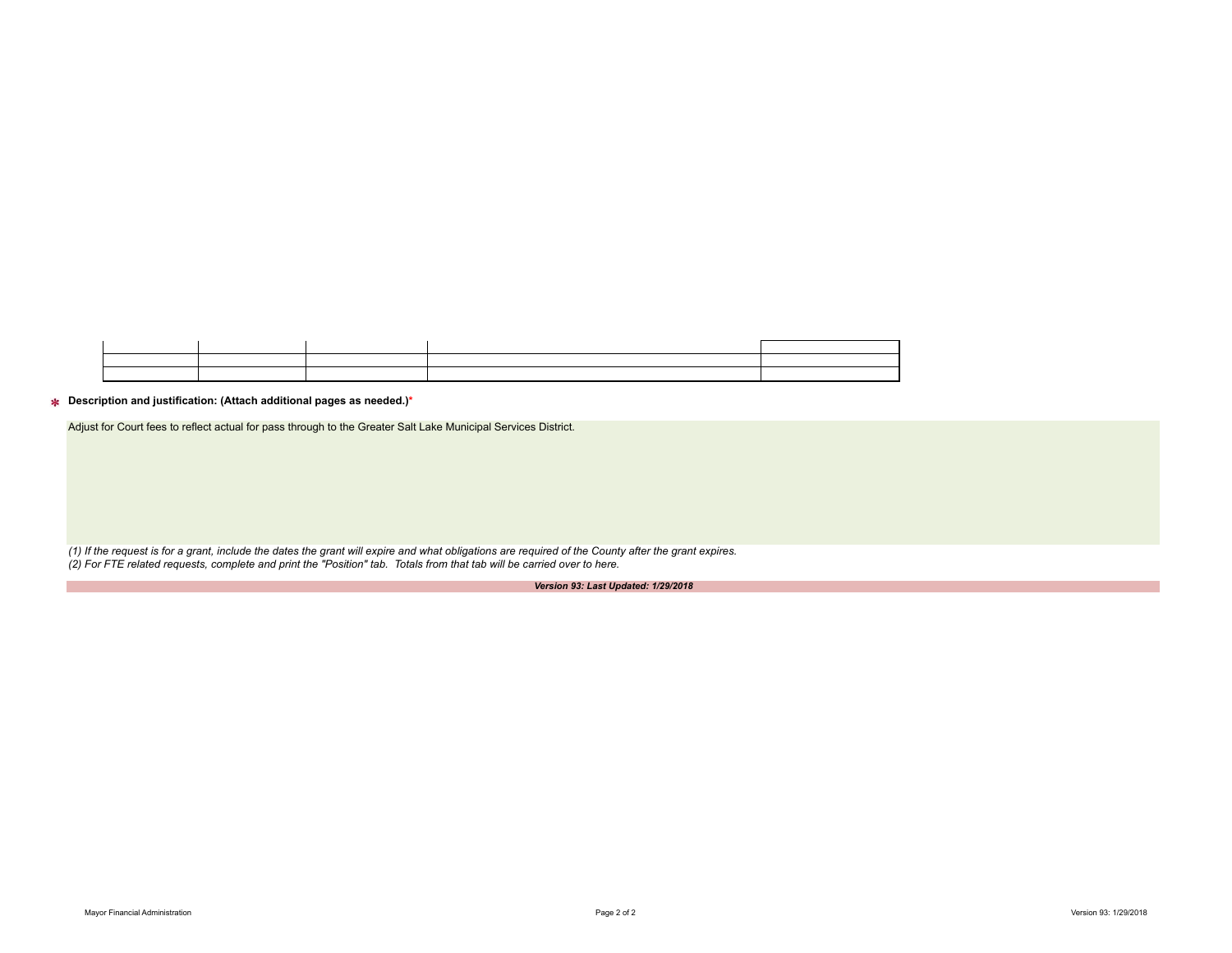| | | | | |
|---|---|---|---|---|
| | | | | |
| | | | | |

**\* Description and justification: (Attach additional pages as needed.)\***

Adjust for Court fees to reflect actual for pass through to the Greater Salt Lake Municipal Services District.

*(1) If the request is for a grant, include the dates the grant will expire and what obligations are required of the County after the grant expires.*
*(2) For FTE related requests, complete and print the "Position" tab. Totals from that tab will be carried over to here.*

***Version 93: Last Updated: 1/29/2018***